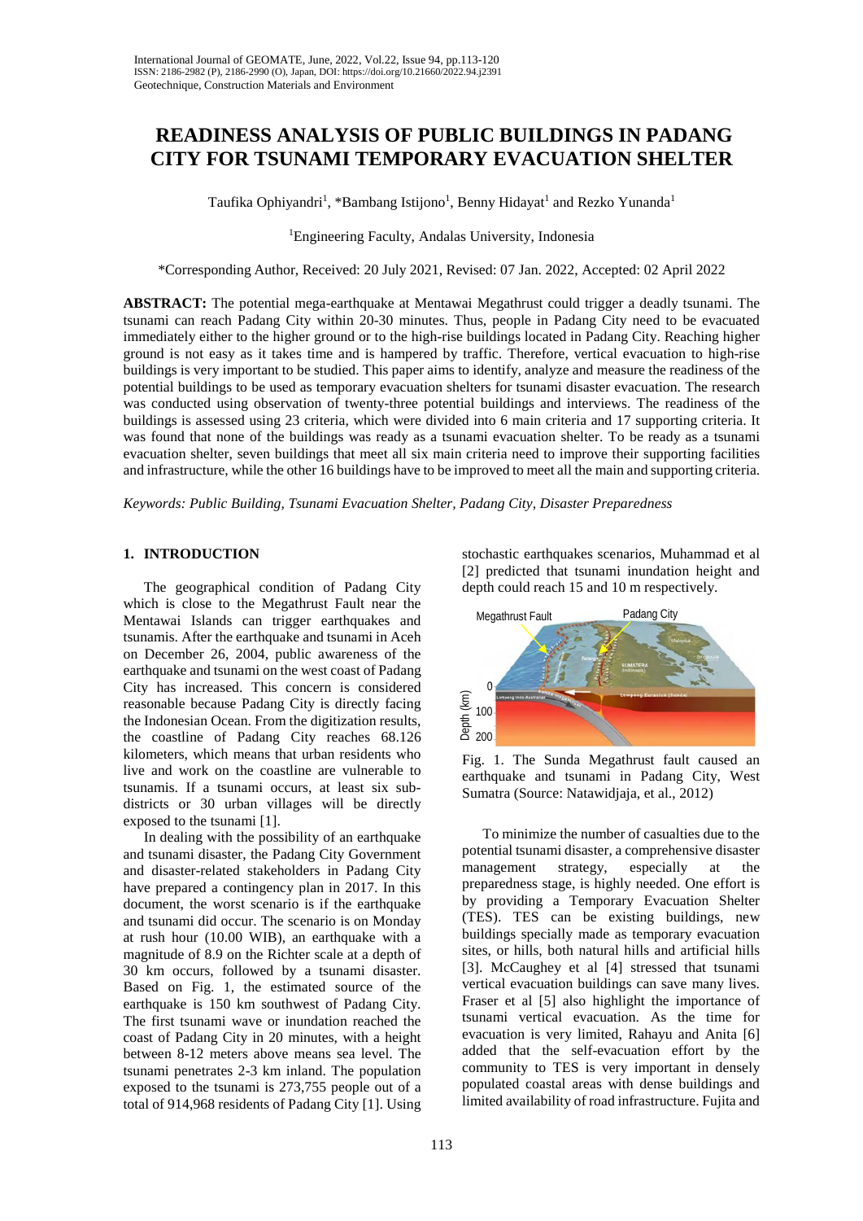# READINESS ANALYSIS OF PUBLIC BUILDINGS IN PADANG CITY FOR TSUNAMI TEMPORARY EVACUATION SHELTER

Taufika Ophiyandri[1], *Bambang Istijono[1], Benny Hidayat[1] and Rezko Yunanda[1]

[1]Engineering Faculty, Andalas University, Indonesia

*Corresponding Author, Received: 20 July 2021, Revised: 07 Jan. 2022, Accepted: 02 April 2022

**ABSTRACT:** The potential mega-earthquake at Mentawai Megathrust could trigger a deadly tsunami. The tsunami can reach Padang City within 20-30 minutes. Thus, people in Padang City need to be evacuated immediately either to the higher ground or to the high-rise buildings located in Padang City. Reaching higher ground is not easy as it takes time and is hampered by traffic. Therefore, vertical evacuation to high-rise buildings is very important to be studied. This paper aims to identify, analyze and measure the readiness of the potential buildings to be used as temporary evacuation shelters for tsunami disaster evacuation. The research was conducted using observation of twenty-three potential buildings and interviews. The readiness of the buildings is assessed using 23 criteria, which were divided into 6 main criteria and 17 supporting criteria. It was found that none of the buildings was ready as a tsunami evacuation shelter. To be ready as a tsunami evacuation shelter, seven buildings that meet all six main criteria need to improve their supporting facilities and infrastructure, while the other 16 buildings have to be improved to meet all the main and supporting criteria.

*Keywords: Public Building, Tsunami Evacuation Shelter, Padang City, Disaster Preparedness*

## 1. INTRODUCTION

The geographical condition of Padang City which is close to the Megathrust Fault near the Mentawai Islands can trigger earthquakes and tsunamis. After the earthquake and tsunami in Aceh on December 26, 2004, public awareness of the earthquake and tsunami on the west coast of Padang City has increased. This concern is considered reasonable because Padang City is directly facing the Indonesian Ocean. From the digitization results, the coastline of Padang City reaches 68.126 kilometers, which means that urban residents who live and work on the coastline are vulnerable to tsunamis. If a tsunami occurs, at least six sub-districts or 30 urban villages will be directly exposed to the tsunami [1].

In dealing with the possibility of an earthquake and tsunami disaster, the Padang City Government and disaster-related stakeholders in Padang City have prepared a contingency plan in 2017. In this document, the worst scenario is if the earthquake and tsunami did occur. The scenario is on Monday at rush hour (10.00 WIB), an earthquake with a magnitude of 8.9 on the Richter scale at a depth of 30 km occurs, followed by a tsunami disaster. Based on Fig. 1, the estimated source of the earthquake is 150 km southwest of Padang City. The first tsunami wave or inundation reached the coast of Padang City in 20 minutes, with a height between 8-12 meters above means sea level. The tsunami penetrates 2-3 km inland. The population exposed to the tsunami is 273,755 people out of a total of 914,968 residents of Padang City [1]. Using stochastic earthquakes scenarios, Muhammad et al [2] predicted that tsunami inundation height and depth could reach 15 and 10 m respectively.

Fig. 1. The Sunda Megathrust fault caused an earthquake and tsunami in Padang City, West Sumatra (Source: Natawidjaja, et al., 2012)

To minimize the number of casualties due to the potential tsunami disaster, a comprehensive disaster management strategy, especially at the preparedness stage, is highly needed. One effort is by providing a Temporary Evacuation Shelter (TES). TES can be existing buildings, new buildings specially made as temporary evacuation sites, or hills, both natural hills and artificial hills [3]. McCaughey et al [4] stressed that tsunami vertical evacuation buildings can save many lives. Fraser et al [5] also highlight the importance of tsunami vertical evacuation. As the time for evacuation is very limited, Rahayu and Anita [6] added that the self-evacuation effort by the community to TES is very important in densely populated coastal areas with dense buildings and limited availability of road infrastructure. Fujita and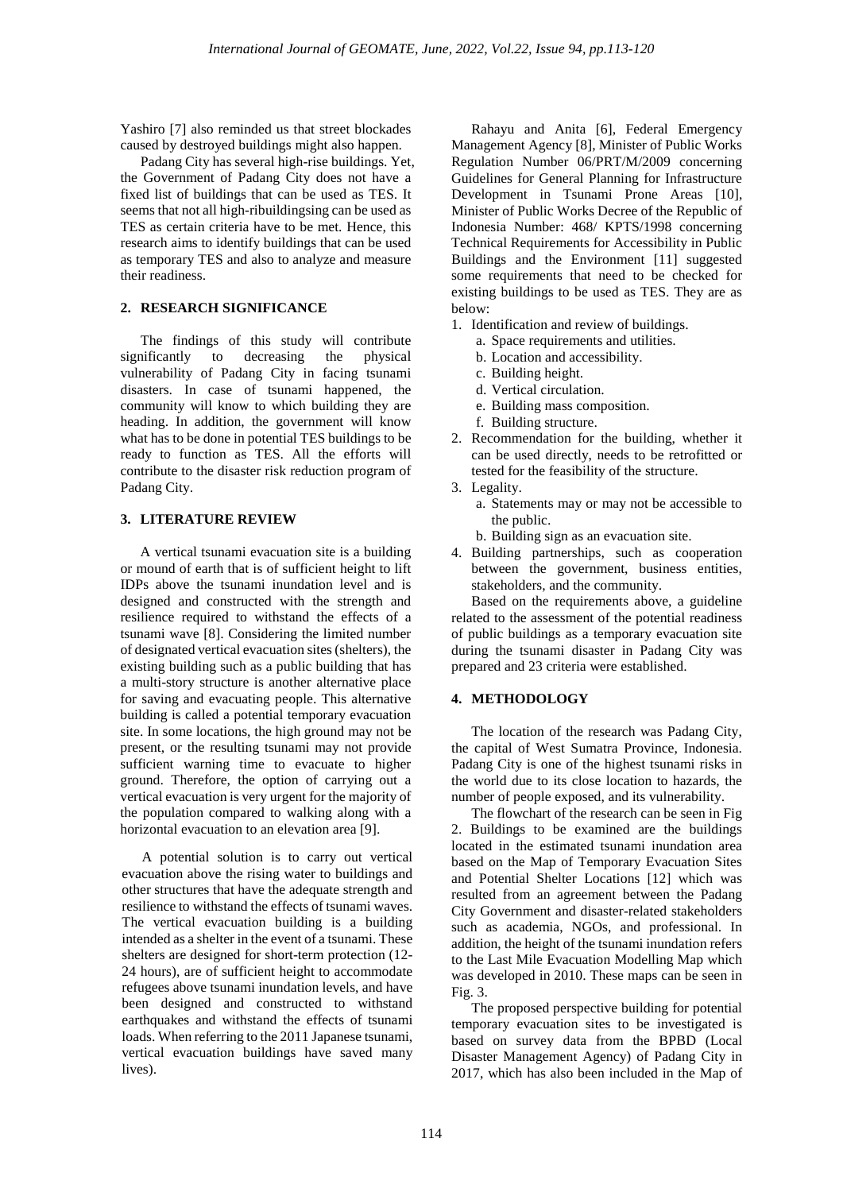Yashiro [7] also reminded us that street blockades caused by destroyed buildings might also happen.

Padang City has several high-rise buildings. Yet, the Government of Padang City does not have a fixed list of buildings that can be used as TES. It seems that not all high-ribuildingsing can be used as TES as certain criteria have to be met. Hence, this research aims to identify buildings that can be used as temporary TES and also to analyze and measure their readiness.

## 2. RESEARCH SIGNIFICANCE

The findings of this study will contribute significantly to decreasing the physical vulnerability of Padang City in facing tsunami disasters. In case of tsunami happened, the community will know to which building they are heading. In addition, the government will know what has to be done in potential TES buildings to be ready to function as TES. All the efforts will contribute to the disaster risk reduction program of Padang City.

## 3. LITERATURE REVIEW

A vertical tsunami evacuation site is a building or mound of earth that is of sufficient height to lift IDPs above the tsunami inundation level and is designed and constructed with the strength and resilience required to withstand the effects of a tsunami wave [8]. Considering the limited number of designated vertical evacuation sites (shelters), the existing building such as a public building that has a multi-story structure is another alternative place for saving and evacuating people. This alternative building is called a potential temporary evacuation site. In some locations, the high ground may not be present, or the resulting tsunami may not provide sufficient warning time to evacuate to higher ground. Therefore, the option of carrying out a vertical evacuation is very urgent for the majority of the population compared to walking along with a horizontal evacuation to an elevation area [9].

A potential solution is to carry out vertical evacuation above the rising water to buildings and other structures that have the adequate strength and resilience to withstand the effects of tsunami waves. The vertical evacuation building is a building intended as a shelter in the event of a tsunami. These shelters are designed for short-term protection (12-24 hours), are of sufficient height to accommodate refugees above tsunami inundation levels, and have been designed and constructed to withstand earthquakes and withstand the effects of tsunami loads. When referring to the 2011 Japanese tsunami, vertical evacuation buildings have saved many lives).

Rahayu and Anita [6], Federal Emergency Management Agency [8], Minister of Public Works Regulation Number 06/PRT/M/2009 concerning Guidelines for General Planning for Infrastructure Development in Tsunami Prone Areas [10], Minister of Public Works Decree of the Republic of Indonesia Number: 468/ KPTS/1998 concerning Technical Requirements for Accessibility in Public Buildings and the Environment [11] suggested some requirements that need to be checked for existing buildings to be used as TES. They are as below:

1. Identification and review of buildings.
   a. Space requirements and utilities.
   b. Location and accessibility.
   c. Building height.
   d. Vertical circulation.
   e. Building mass composition.
   f. Building structure.
2. Recommendation for the building, whether it can be used directly, needs to be retrofitted or tested for the feasibility of the structure.
3. Legality.
   a. Statements may or may not be accessible to the public.
   b. Building sign as an evacuation site.
4. Building partnerships, such as cooperation between the government, business entities, stakeholders, and the community.

Based on the requirements above, a guideline related to the assessment of the potential readiness of public buildings as a temporary evacuation site during the tsunami disaster in Padang City was prepared and 23 criteria were established.

## 4. METHODOLOGY

The location of the research was Padang City, the capital of West Sumatra Province, Indonesia. Padang City is one of the highest tsunami risks in the world due to its close location to hazards, the number of people exposed, and its vulnerability.

The flowchart of the research can be seen in Fig 2. Buildings to be examined are the buildings located in the estimated tsunami inundation area based on the Map of Temporary Evacuation Sites and Potential Shelter Locations [12] which was resulted from an agreement between the Padang City Government and disaster-related stakeholders such as academia, NGOs, and professional. In addition, the height of the tsunami inundation refers to the Last Mile Evacuation Modelling Map which was developed in 2010. These maps can be seen in Fig. 3.

The proposed perspective building for potential temporary evacuation sites to be investigated is based on survey data from the BPBD (Local Disaster Management Agency) of Padang City in 2017, which has also been included in the Map of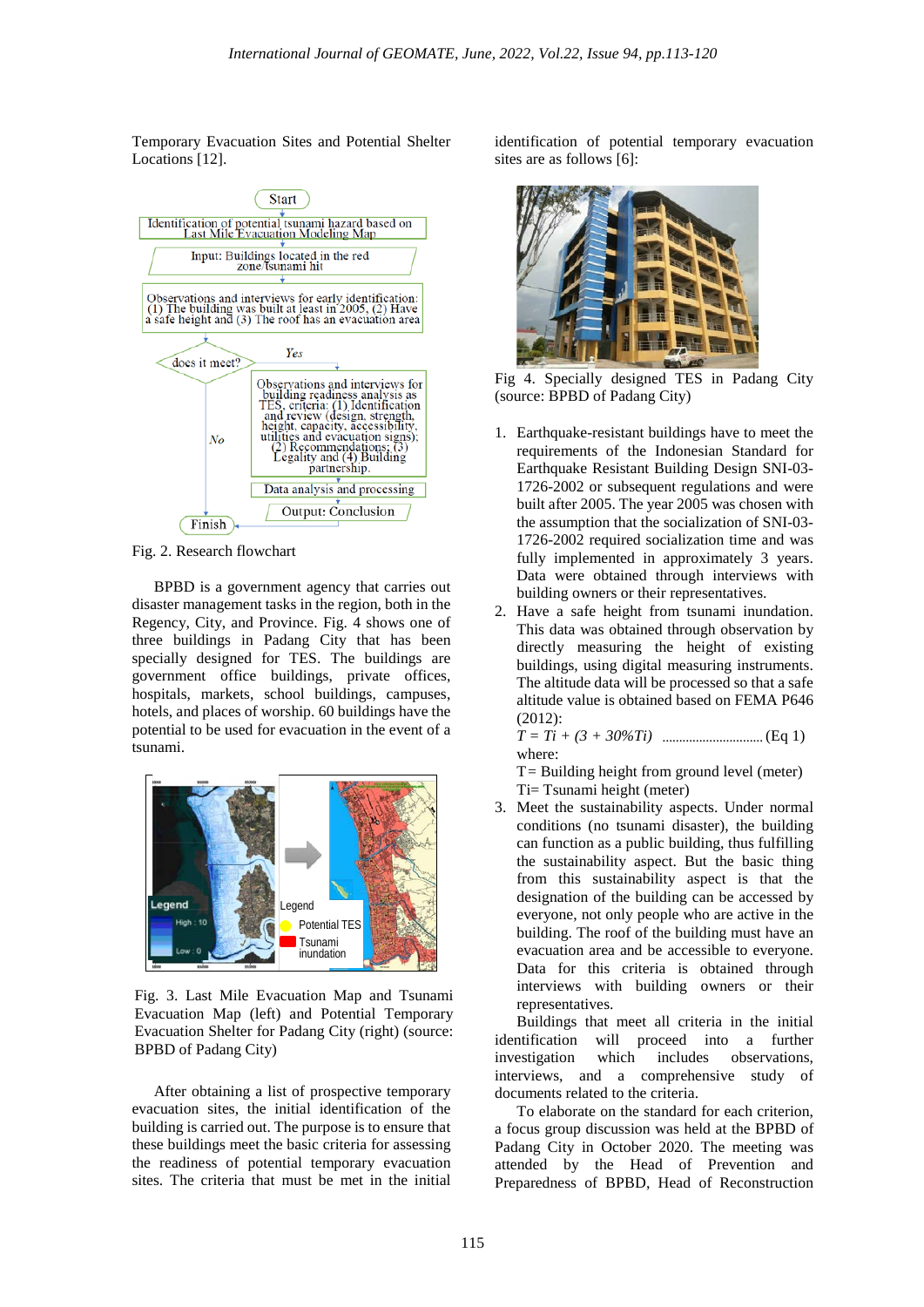Temporary Evacuation Sites and Potential Shelter Locations [12].

Fig. 2. Research flowchart

BPBD is a government agency that carries out disaster management tasks in the region, both in the Regency, City, and Province. Fig. 4 shows one of three buildings in Padang City that has been specially designed for TES. The buildings are government office buildings, private offices, hospitals, markets, school buildings, campuses, hotels, and places of worship. 60 buildings have the potential to be used for evacuation in the event of a tsunami.

Fig. 3. Last Mile Evacuation Map and Tsunami Evacuation Map (left) and Potential Temporary Evacuation Shelter for Padang City (right) (source: BPBD of Padang City)

After obtaining a list of prospective temporary evacuation sites, the initial identification of the building is carried out. The purpose is to ensure that these buildings meet the basic criteria for assessing the readiness of potential temporary evacuation sites. The criteria that must be met in the initial identification of potential temporary evacuation sites are as follows [6]:

Fig 4. Specially designed TES in Padang City (source: BPBD of Padang City)

1. Earthquake-resistant buildings have to meet the requirements of the Indonesian Standard for Earthquake Resistant Building Design SNI-03-1726-2002 or subsequent regulations and were built after 2005. The year 2005 was chosen with the assumption that the socialization of SNI-03-1726-2002 required socialization time and was fully implemented in approximately 3 years. Data were obtained through interviews with building owners or their representatives.
2. Have a safe height from tsunami inundation. This data was obtained through observation by directly measuring the height of existing buildings, using digital measuring instruments. The altitude data will be processed so that a safe altitude value is obtained based on FEMA P646 (2012):
   $$T = Ti + (3 + 30\%Ti) \quad \text{(Eq 1)}$$
   where:
   T= Building height from ground level (meter)
   Ti= Tsunami height (meter)
3. Meet the sustainability aspects. Under normal conditions (no tsunami disaster), the building can function as a public building, thus fulfilling the sustainability aspect. But the basic thing from this sustainability aspect is that the designation of the building can be accessed by everyone, not only people who are active in the building. The roof of the building must have an evacuation area and be accessible to everyone. Data for this criteria is obtained through interviews with building owners or their representatives.

Buildings that meet all criteria in the initial identification will proceed into a further investigation which includes observations, interviews, and a comprehensive study of documents related to the criteria.

To elaborate on the standard for each criterion, a focus group discussion was held at the BPBD of Padang City in October 2020. The meeting was attended by the Head of Prevention and Preparedness of BPBD, Head of Reconstruction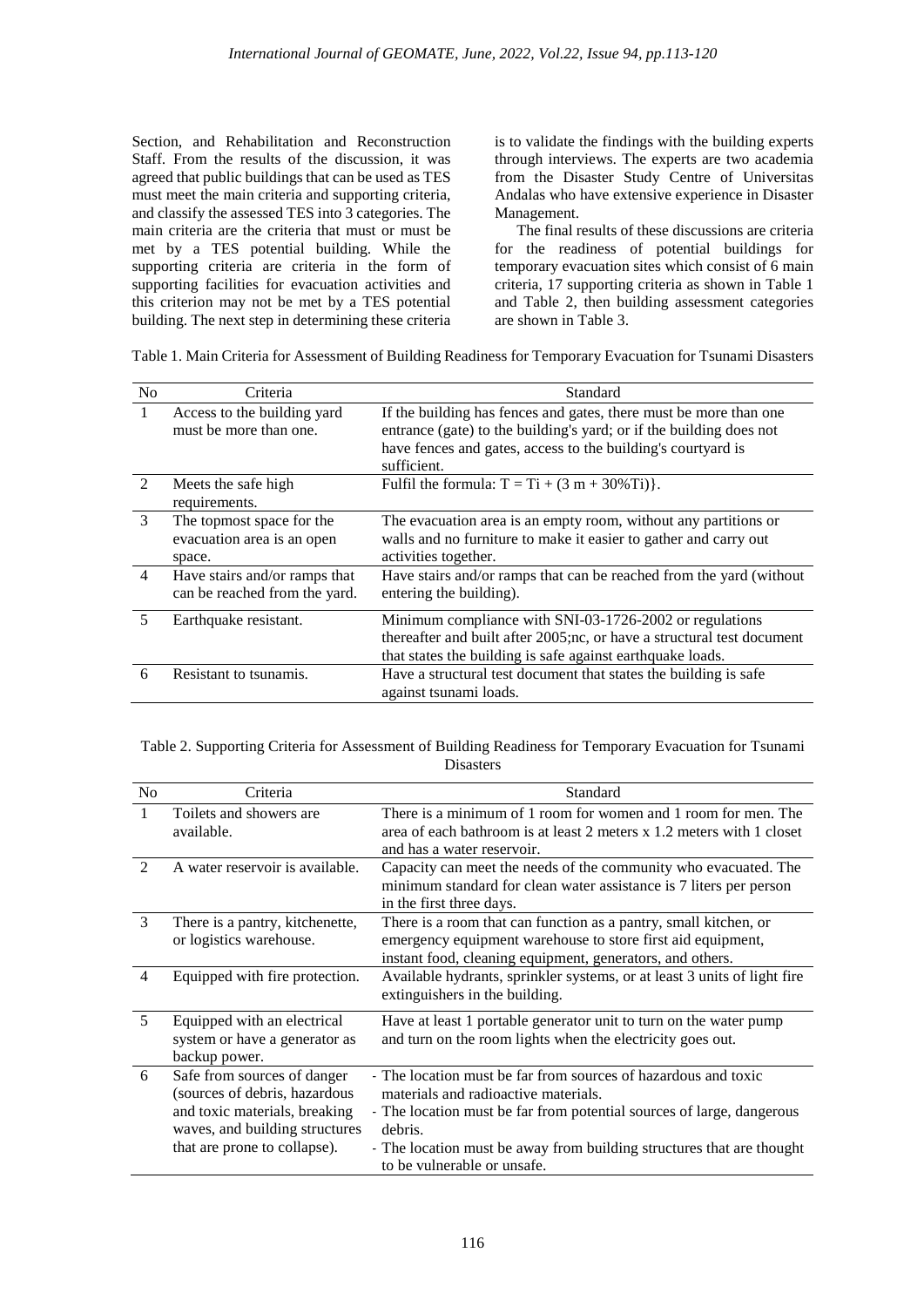Section, and Rehabilitation and Reconstruction Staff. From the results of the discussion, it was agreed that public buildings that can be used as TES must meet the main criteria and supporting criteria, and classify the assessed TES into 3 categories. The main criteria are the criteria that must or must be met by a TES potential building. While the supporting criteria are criteria in the form of supporting facilities for evacuation activities and this criterion may not be met by a TES potential building. The next step in determining these criteria is to validate the findings with the building experts through interviews. The experts are two academia from the Disaster Study Centre of Universitas Andalas who have extensive experience in Disaster Management.

The final results of these discussions are criteria for the readiness of potential buildings for temporary evacuation sites which consist of 6 main criteria, 17 supporting criteria as shown in Table 1 and Table 2, then building assessment categories are shown in Table 3.

Table 1. Main Criteria for Assessment of Building Readiness for Temporary Evacuation for Tsunami Disasters

| No | Criteria | Standard |
|---|---|---|
| 1 | Access to the building yard must be more than one. | If the building has fences and gates, there must be more than one entrance (gate) to the building's yard; or if the building does not have fences and gates, access to the building's courtyard is sufficient. |
| 2 | Meets the safe high requirements. | Fulfil the formula: $T = Ti + (3\text{ m} + 30\%Ti)\}$. |
| 3 | The topmost space for the evacuation area is an open space. | The evacuation area is an empty room, without any partitions or walls and no furniture to make it easier to gather and carry out activities together. |
| 4 | Have stairs and/or ramps that can be reached from the yard. | Have stairs and/or ramps that can be reached from the yard (without entering the building). |
| 5 | Earthquake resistant. | Minimum compliance with SNI-03-1726-2002 or regulations thereafter and built after 2005;nc, or have a structural test document that states the building is safe against earthquake loads. |
| 6 | Resistant to tsunamis. | Have a structural test document that states the building is safe against tsunami loads. |

Table 2. Supporting Criteria for Assessment of Building Readiness for Temporary Evacuation for Tsunami Disasters

| No | Criteria | Standard |
|---|---|---|
| 1 | Toilets and showers are available. | There is a minimum of 1 room for women and 1 room for men. The area of each bathroom is at least 2 meters x 1.2 meters with 1 closet and has a water reservoir. |
| 2 | A water reservoir is available. | Capacity can meet the needs of the community who evacuated. The minimum standard for clean water assistance is 7 liters per person in the first three days. |
| 3 | There is a pantry, kitchenette, or logistics warehouse. | There is a room that can function as a pantry, small kitchen, or emergency equipment warehouse to store first aid equipment, instant food, cleaning equipment, generators, and others. |
| 4 | Equipped with fire protection. | Available hydrants, sprinkler systems, or at least 3 units of light fire extinguishers in the building. |
| 5 | Equipped with an electrical system or have a generator as backup power. | Have at least 1 portable generator unit to turn on the water pump and turn on the room lights when the electricity goes out. |
| 6 | Safe from sources of danger (sources of debris, hazardous and toxic materials, breaking waves, and building structures that are prone to collapse). | - The location must be far from sources of hazardous and toxic materials and radioactive materials.<br>- The location must be far from potential sources of large, dangerous debris.<br>- The location must be away from building structures that are thought to be vulnerable or unsafe. |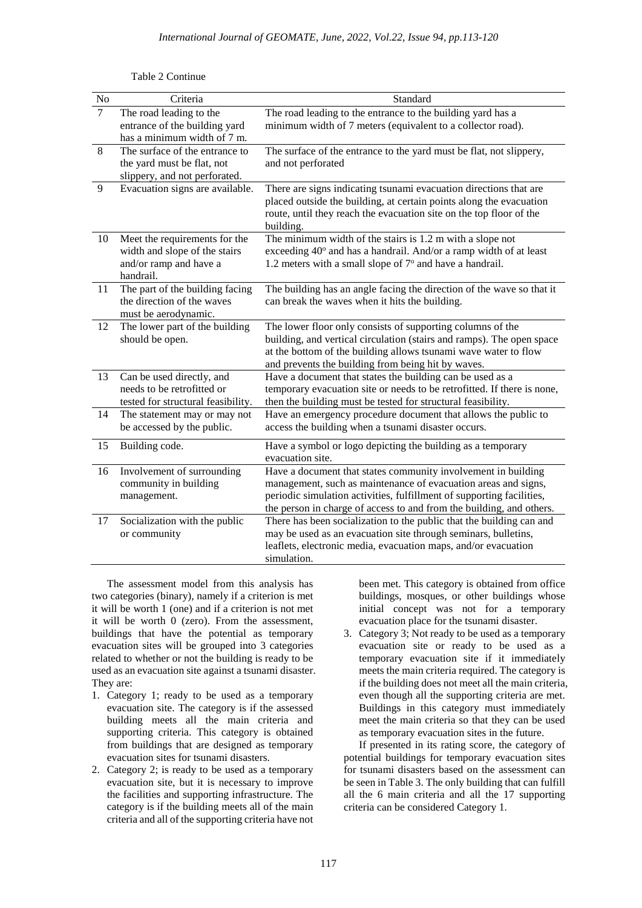Table 2 Continue

| No | Criteria | Standard |
|---|---|---|
| 7 | The road leading to the entrance of the building yard has a minimum width of 7 m. | The road leading to the entrance to the building yard has a minimum width of 7 meters (equivalent to a collector road). |
| 8 | The surface of the entrance to the yard must be flat, not slippery, and not perforated. | The surface of the entrance to the yard must be flat, not slippery, and not perforated |
| 9 | Evacuation signs are available. | There are signs indicating tsunami evacuation directions that are placed outside the building, at certain points along the evacuation route, until they reach the evacuation site on the top floor of the building. |
| 10 | Meet the requirements for the width and slope of the stairs and/or ramp and have a handrail. | The minimum width of the stairs is 1.2 m with a slope not exceeding 40° and has a handrail. And/or a ramp width of at least 1.2 meters with a small slope of 7° and have a handrail. |
| 11 | The part of the building facing the direction of the waves must be aerodynamic. | The building has an angle facing the direction of the wave so that it can break the waves when it hits the building. |
| 12 | The lower part of the building should be open. | The lower floor only consists of supporting columns of the building, and vertical circulation (stairs and ramps). The open space at the bottom of the building allows tsunami wave water to flow and prevents the building from being hit by waves. |
| 13 | Can be used directly, and needs to be retrofitted or tested for structural feasibility. | Have a document that states the building can be used as a temporary evacuation site or needs to be retrofitted. If there is none, then the building must be tested for structural feasibility. |
| 14 | The statement may or may not be accessed by the public. | Have an emergency procedure document that allows the public to access the building when a tsunami disaster occurs. |
| 15 | Building code. | Have a symbol or logo depicting the building as a temporary evacuation site. |
| 16 | Involvement of surrounding community in building management. | Have a document that states community involvement in building management, such as maintenance of evacuation areas and signs, periodic simulation activities, fulfillment of supporting facilities, the person in charge of access to and from the building, and others. |
| 17 | Socialization with the public or community | There has been socialization to the public that the building can and may be used as an evacuation site through seminars, bulletins, leaflets, electronic media, evacuation maps, and/or evacuation simulation. |

The assessment model from this analysis has two categories (binary), namely if a criterion is met it will be worth 1 (one) and if a criterion is not met it will be worth 0 (zero). From the assessment, buildings that have the potential as temporary evacuation sites will be grouped into 3 categories related to whether or not the building is ready to be used as an evacuation site against a tsunami disaster. They are:

1. Category 1; ready to be used as a temporary evacuation site. The category is if the assessed building meets all the main criteria and supporting criteria. This category is obtained from buildings that are designed as temporary evacuation sites for tsunami disasters.
2. Category 2; is ready to be used as a temporary evacuation site, but it is necessary to improve the facilities and supporting infrastructure. The category is if the building meets all of the main criteria and all of the supporting criteria have not been met. This category is obtained from office buildings, mosques, or other buildings whose initial concept was not for a temporary evacuation place for the tsunami disaster.
3. Category 3; Not ready to be used as a temporary evacuation site or ready to be used as a temporary evacuation site if it immediately meets the main criteria required. The category is if the building does not meet all the main criteria, even though all the supporting criteria are met. Buildings in this category must immediately meet the main criteria so that they can be used as temporary evacuation sites in the future.

If presented in its rating score, the category of potential buildings for temporary evacuation sites for tsunami disasters based on the assessment can be seen in Table 3. The only building that can fulfill all the 6 main criteria and all the 17 supporting criteria can be considered Category 1.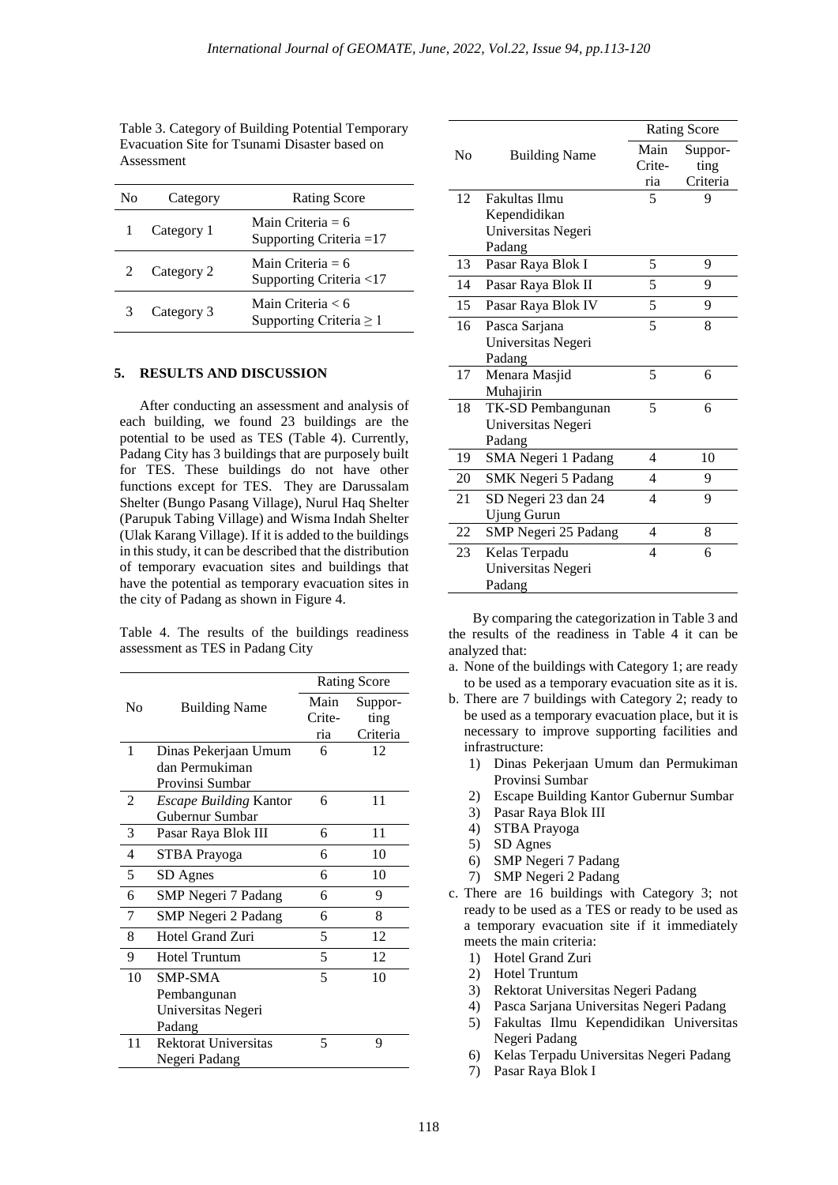Table 3. Category of Building Potential Temporary Evacuation Site for Tsunami Disaster based on Assessment

| No | Category | Rating Score |
|---|---|---|
| 1 | Category 1 | Main Criteria = 6<br>Supporting Criteria =17 |
| 2 | Category 2 | Main Criteria = 6<br>Supporting Criteria <17 |
| 3 | Category 3 | Main Criteria < 6<br>Supporting Criteria ≥ 1 |

## 5. RESULTS AND DISCUSSION

After conducting an assessment and analysis of each building, we found 23 buildings are the potential to be used as TES (Table 4). Currently, Padang City has 3 buildings that are purposely built for TES. These buildings do not have other functions except for TES. They are Darussalam Shelter (Bungo Pasang Village), Nurul Haq Shelter (Parupuk Tabing Village) and Wisma Indah Shelter (Ulak Karang Village). If it is added to the buildings in this study, it can be described that the distribution of temporary evacuation sites and buildings that have the potential as temporary evacuation sites in the city of Padang as shown in Figure 4.

Table 4. The results of the buildings readiness assessment as TES in Padang City

| No | Building Name | Rating Score | |
|---|---|---|---|
| | | Main Crite-ria | Suppor-ting Criteria |
| 1 | Dinas Pekerjaan Umum dan Permukiman Provinsi Sumbar | 6 | 12 |
| 2 | *Escape Building* Kantor Gubernur Sumbar | 6 | 11 |
| 3 | Pasar Raya Blok III | 6 | 11 |
| 4 | STBA Prayoga | 6 | 10 |
| 5 | SD Agnes | 6 | 10 |
| 6 | SMP Negeri 7 Padang | 6 | 9 |
| 7 | SMP Negeri 2 Padang | 6 | 8 |
| 8 | Hotel Grand Zuri | 5 | 12 |
| 9 | Hotel Truntum | 5 | 12 |
| 10 | SMP-SMA Pembangunan Universitas Negeri Padang | 5 | 10 |
| 11 | Rektorat Universitas Negeri Padang | 5 | 9 |
| 12 | Fakultas Ilmu Kependidikan Universitas Negeri Padang | 5 | 9 |
| 13 | Pasar Raya Blok I | 5 | 9 |
| 14 | Pasar Raya Blok II | 5 | 9 |
| 15 | Pasar Raya Blok IV | 5 | 9 |
| 16 | Pasca Sarjana Universitas Negeri Padang | 5 | 8 |
| 17 | Menara Masjid Muhajirin | 5 | 6 |
| 18 | TK-SD Pembangunan Universitas Negeri Padang | 5 | 6 |
| 19 | SMA Negeri 1 Padang | 4 | 10 |
| 20 | SMK Negeri 5 Padang | 4 | 9 |
| 21 | SD Negeri 23 dan 24 Ujung Gurun | 4 | 9 |
| 22 | SMP Negeri 25 Padang | 4 | 8 |
| 23 | Kelas Terpadu Universitas Negeri Padang | 4 | 6 |

By comparing the categorization in Table 3 and the results of the readiness in Table 4 it can be analyzed that:

a. None of the buildings with Category 1; are ready to be used as a temporary evacuation site as it is.
b. There are 7 buildings with Category 2; ready to be used as a temporary evacuation place, but it is necessary to improve supporting facilities and infrastructure:
   1) Dinas Pekerjaan Umum dan Permukiman Provinsi Sumbar
   2) Escape Building Kantor Gubernur Sumbar
   3) Pasar Raya Blok III
   4) STBA Prayoga
   5) SD Agnes
   6) SMP Negeri 7 Padang
   7) SMP Negeri 2 Padang
c. There are 16 buildings with Category 3; not ready to be used as a TES or ready to be used as a temporary evacuation site if it immediately meets the main criteria:
   1) Hotel Grand Zuri
   2) Hotel Truntum
   3) Rektorat Universitas Negeri Padang
   4) Pasca Sarjana Universitas Negeri Padang
   5) Fakultas Ilmu Kependidikan Universitas Negeri Padang
   6) Kelas Terpadu Universitas Negeri Padang
   7) Pasar Raya Blok I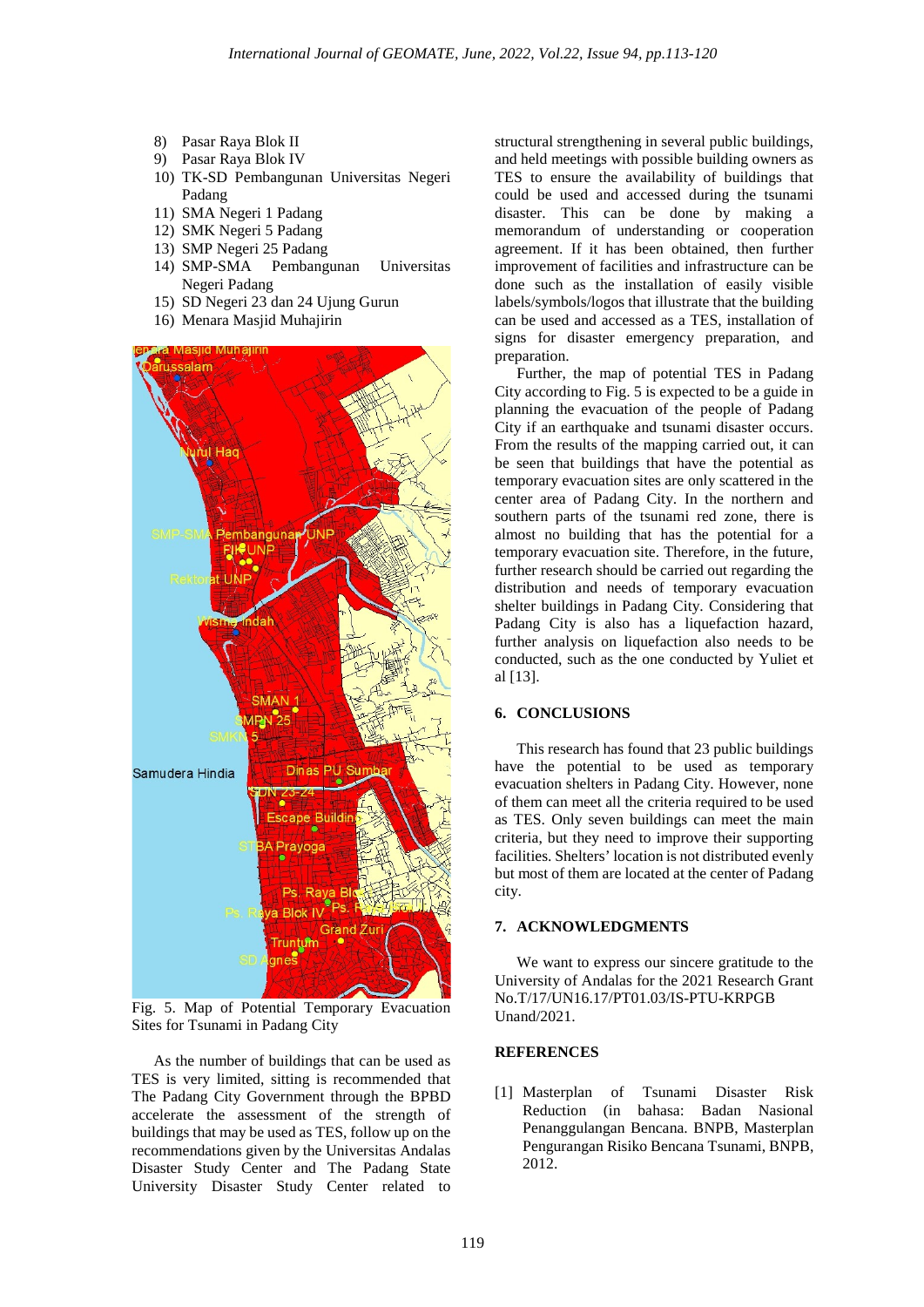8) Pasar Raya Blok II
9) Pasar Raya Blok IV
10) TK-SD Pembangunan Universitas Negeri Padang
11) SMA Negeri 1 Padang
12) SMK Negeri 5 Padang
13) SMP Negeri 25 Padang
14) SMP-SMA Pembangunan Universitas Negeri Padang
15) SD Negeri 23 dan 24 Ujung Gurun
16) Menara Masjid Muhajirin

Fig. 5. Map of Potential Temporary Evacuation Sites for Tsunami in Padang City

As the number of buildings that can be used as TES is very limited, sitting is recommended that The Padang City Government through the BPBD accelerate the assessment of the strength of buildings that may be used as TES, follow up on the recommendations given by the Universitas Andalas Disaster Study Center and The Padang State University Disaster Study Center related to structural strengthening in several public buildings, and held meetings with possible building owners as TES to ensure the availability of buildings that could be used and accessed during the tsunami disaster. This can be done by making a memorandum of understanding or cooperation agreement. If it has been obtained, then further improvement of facilities and infrastructure can be done such as the installation of easily visible labels/symbols/logos that illustrate that the building can be used and accessed as a TES, installation of signs for disaster emergency preparation, and preparation.

Further, the map of potential TES in Padang City according to Fig. 5 is expected to be a guide in planning the evacuation of the people of Padang City if an earthquake and tsunami disaster occurs. From the results of the mapping carried out, it can be seen that buildings that have the potential as temporary evacuation sites are only scattered in the center area of Padang City. In the northern and southern parts of the tsunami red zone, there is almost no building that has the potential for a temporary evacuation site. Therefore, in the future, further research should be carried out regarding the distribution and needs of temporary evacuation shelter buildings in Padang City. Considering that Padang City is also has a liquefaction hazard, further analysis on liquefaction also needs to be conducted, such as the one conducted by Yuliet et al [13].

## 6. CONCLUSIONS

This research has found that 23 public buildings have the potential to be used as temporary evacuation shelters in Padang City. However, none of them can meet all the criteria required to be used as TES. Only seven buildings can meet the main criteria, but they need to improve their supporting facilities. Shelters' location is not distributed evenly but most of them are located at the center of Padang city.

## 7. ACKNOWLEDGMENTS

We want to express our sincere gratitude to the University of Andalas for the 2021 Research Grant No.T/17/UN16.17/PT01.03/IS-PTU-KRPGB Unand/2021.

## REFERENCES

[1] Masterplan of Tsunami Disaster Risk Reduction (in bahasa: Badan Nasional Penanggulangan Bencana. BNPB, Masterplan Pengurangan Risiko Bencana Tsunami, BNPB, 2012.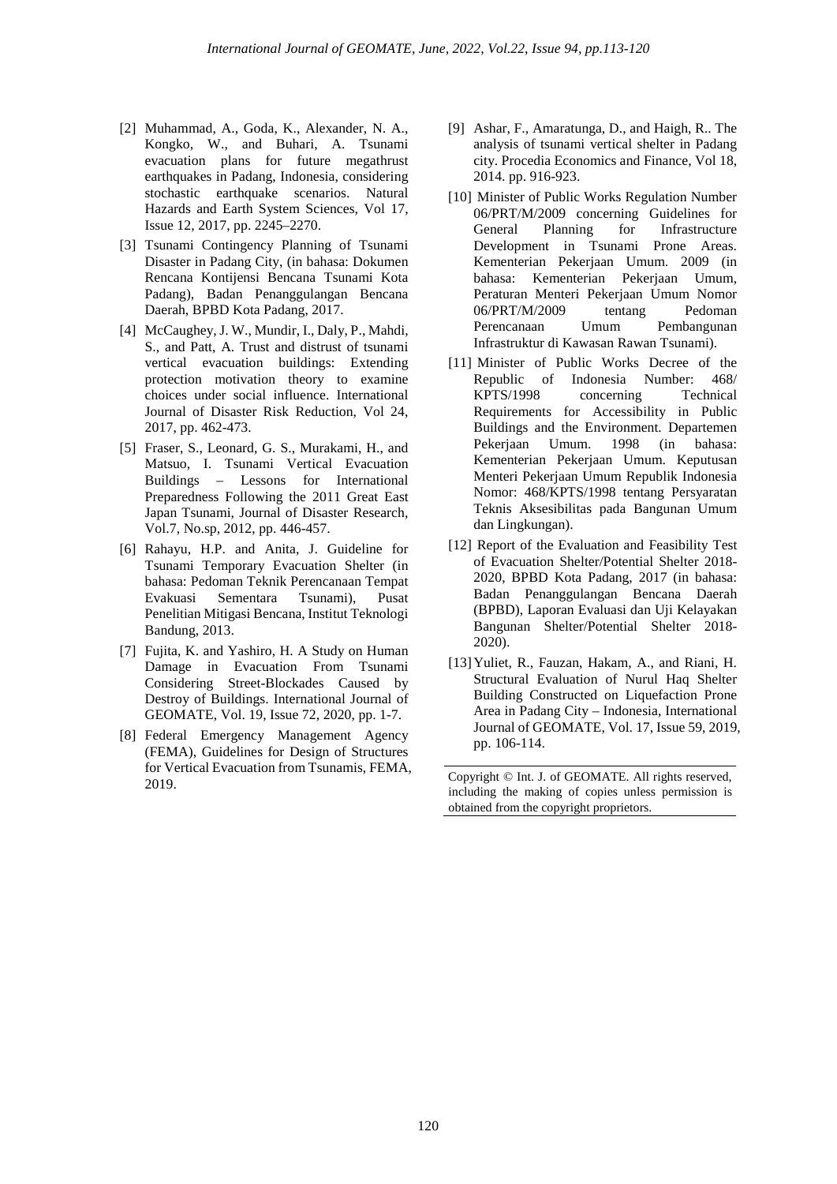[2] Muhammad, A., Goda, K., Alexander, N. A., Kongko, W., and Buhari, A. Tsunami evacuation plans for future megathrust earthquakes in Padang, Indonesia, considering stochastic earthquake scenarios. Natural Hazards and Earth System Sciences, Vol 17, Issue 12, 2017, pp. 2245–2270.

[3] Tsunami Contingency Planning of Tsunami Disaster in Padang City, (in bahasa: Dokumen Rencana Kontijensi Bencana Tsunami Kota Padang), Badan Penanggulangan Bencana Daerah, BPBD Kota Padang, 2017.

[4] McCaughey, J. W., Mundir, I., Daly, P., Mahdi, S., and Patt, A. Trust and distrust of tsunami vertical evacuation buildings: Extending protection motivation theory to examine choices under social influence. International Journal of Disaster Risk Reduction, Vol 24, 2017, pp. 462-473.

[5] Fraser, S., Leonard, G. S., Murakami, H., and Matsuo, I. Tsunami Vertical Evacuation Buildings – Lessons for International Preparedness Following the 2011 Great East Japan Tsunami, Journal of Disaster Research, Vol.7, No.sp, 2012, pp. 446-457.

[6] Rahayu, H.P. and Anita, J. Guideline for Tsunami Temporary Evacuation Shelter (in bahasa: Pedoman Teknik Perencanaan Tempat Evakuasi Sementara Tsunami), Pusat Penelitian Mitigasi Bencana, Institut Teknologi Bandung, 2013.

[7] Fujita, K. and Yashiro, H. A Study on Human Damage in Evacuation From Tsunami Considering Street-Blockades Caused by Destroy of Buildings. International Journal of GEOMATE, Vol. 19, Issue 72, 2020, pp. 1-7.

[8] Federal Emergency Management Agency (FEMA), Guidelines for Design of Structures for Vertical Evacuation from Tsunamis, FEMA, 2019.

[9] Ashar, F., Amaratunga, D., and Haigh, R.. The analysis of tsunami vertical shelter in Padang city. Procedia Economics and Finance, Vol 18, 2014. pp. 916-923.

[10] Minister of Public Works Regulation Number 06/PRT/M/2009 concerning Guidelines for General Planning for Infrastructure Development in Tsunami Prone Areas. Kementerian Pekerjaan Umum. 2009 (in bahasa: Kementerian Pekerjaan Umum, Peraturan Menteri Pekerjaan Umum Nomor 06/PRT/M/2009 tentang Pedoman Perencanaan Umum Pembangunan Infrastruktur di Kawasan Rawan Tsunami).

[11] Minister of Public Works Decree of the Republic of Indonesia Number: 468/ KPTS/1998 concerning Technical Requirements for Accessibility in Public Buildings and the Environment. Departemen Pekerjaan Umum. 1998 (in bahasa: Kementerian Pekerjaan Umum. Keputusan Menteri Pekerjaan Umum Republik Indonesia Nomor: 468/KPTS/1998 tentang Persyaratan Teknis Aksesibilitas pada Bangunan Umum dan Lingkungan).

[12] Report of the Evaluation and Feasibility Test of Evacuation Shelter/Potential Shelter 2018-2020, BPBD Kota Padang, 2017 (in bahasa: Badan Penanggulangan Bencana Daerah (BPBD), Laporan Evaluasi dan Uji Kelayakan Bangunan Shelter/Potential Shelter 2018-2020).

[13] Yuliet, R., Fauzan, Hakam, A., and Riani, H. Structural Evaluation of Nurul Haq Shelter Building Constructed on Liquefaction Prone Area in Padang City – Indonesia, International Journal of GEOMATE, Vol. 17, Issue 59, 2019, pp. 106-114.

---

Copyright © Int. J. of GEOMATE. All rights reserved, including the making of copies unless permission is obtained from the copyright proprietors.